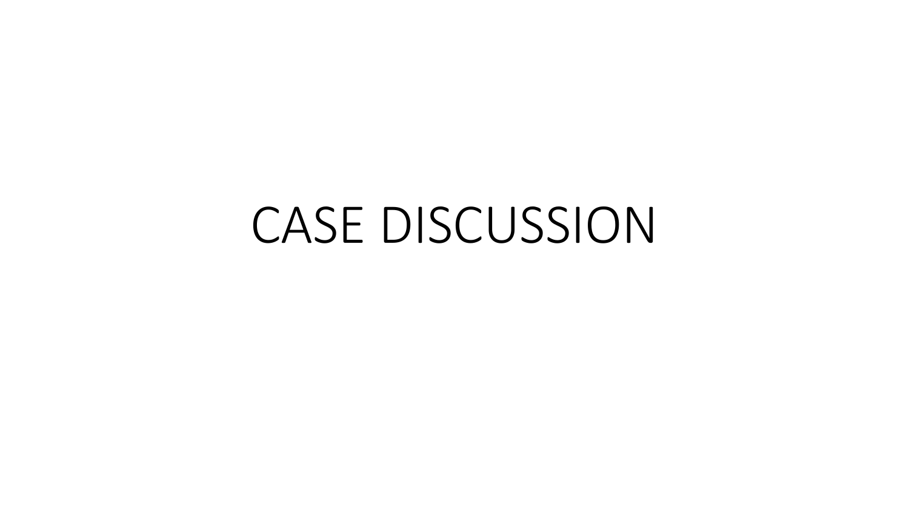# CASE DISCUSSION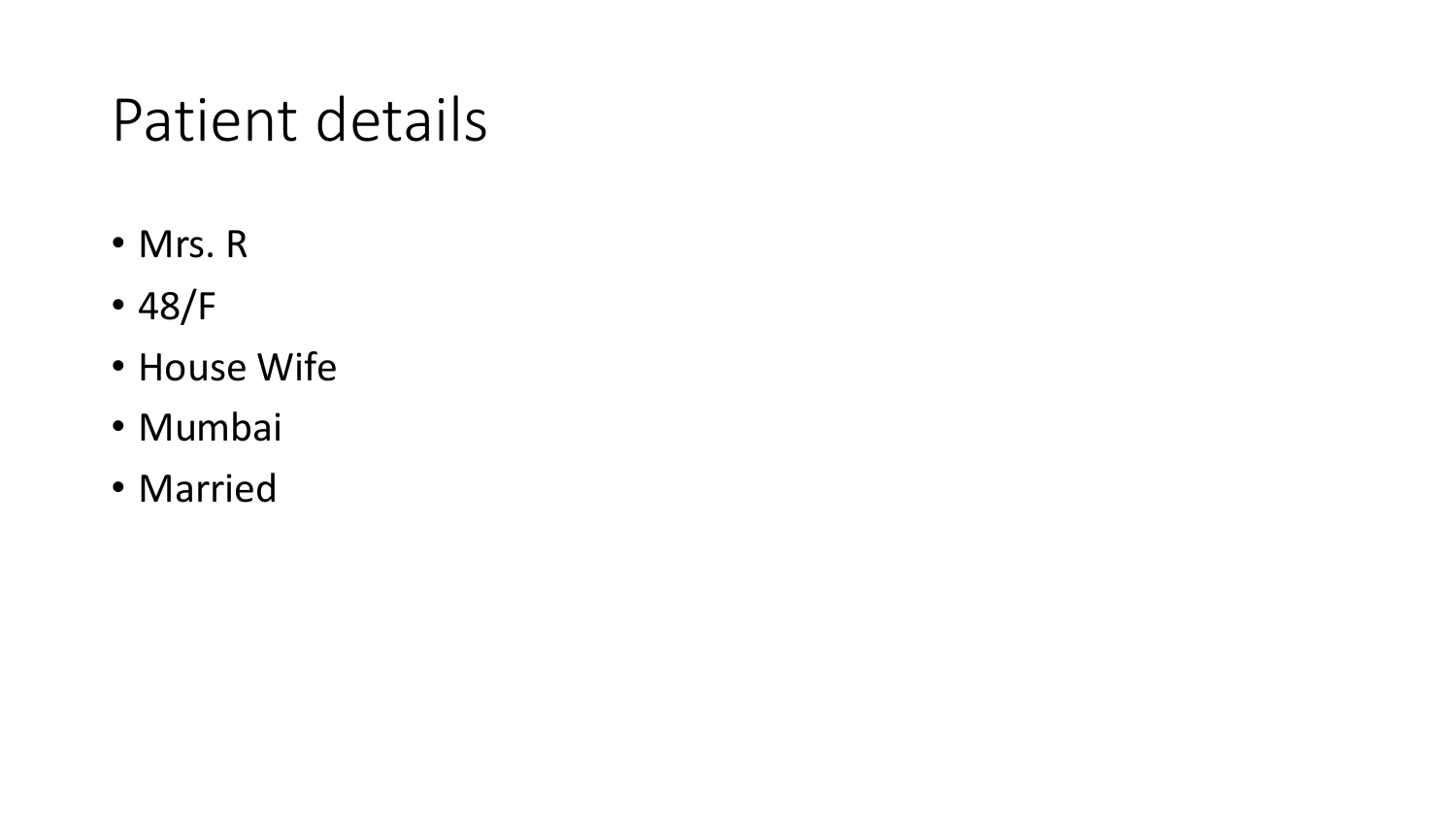# Patient details

- Mrs. R
- 48/F
- House Wife
- Mumbai
- Married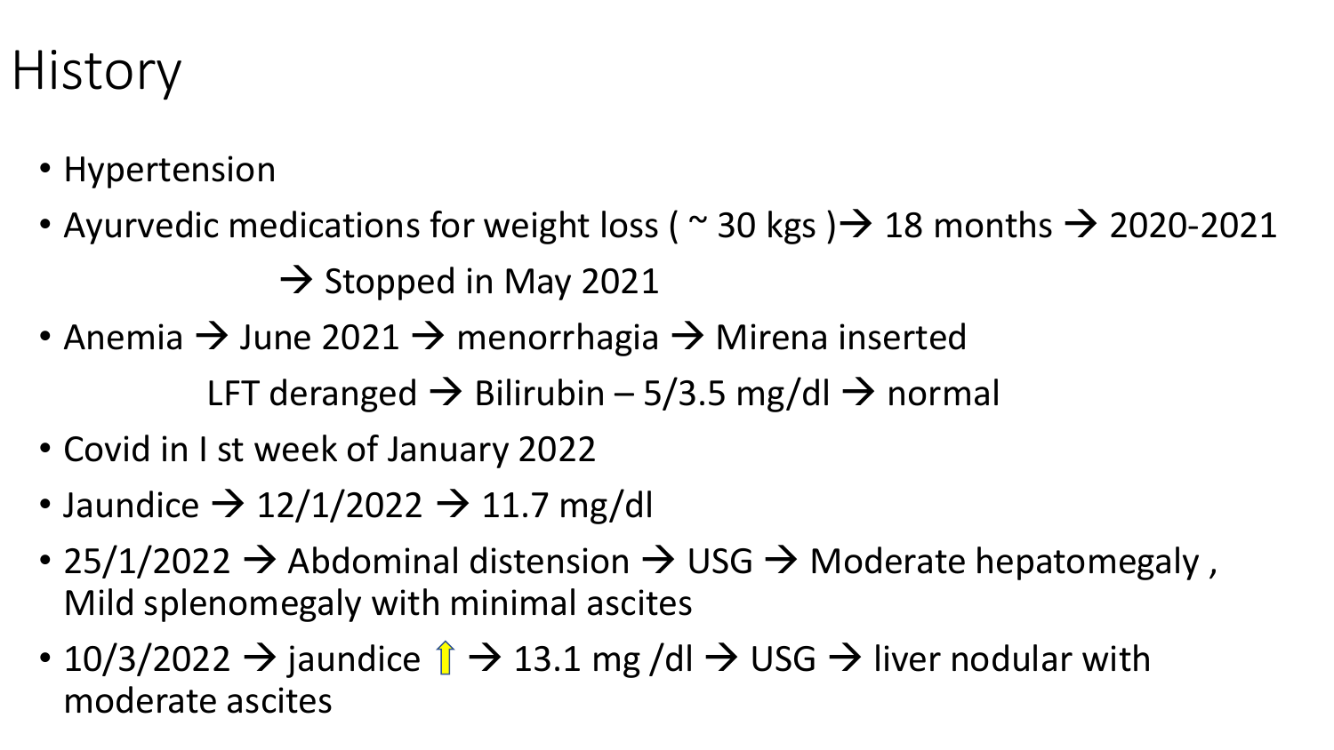# History

- Hypertension
- Ayurvedic medications for weight loss ( ~ 30 kgs )→ 18 months → 2020-2021
  → Stopped in May 2021
- Anemia → June 2021 → menorrhagia → Mirena inserted
  LFT deranged → Bilirubin – 5/3.5 mg/dl → normal
- Covid in I st week of January 2022
- Jaundice → 12/1/2022 → 11.7 mg/dl
- 25/1/2022 → Abdominal distension → USG → Moderate hepatomegaly , Mild splenomegaly with minimal ascites
- 10/3/2022 → jaundice ↑ → 13.1 mg /dl → USG → liver nodular with moderate ascites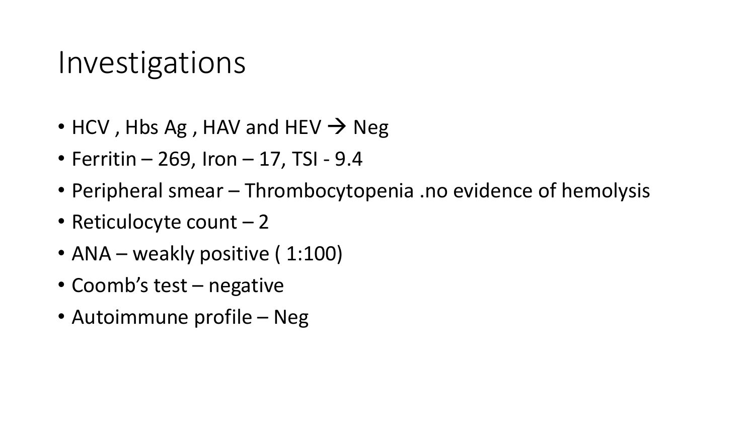# Investigations

- HCV , Hbs Ag , HAV and HEV → Neg
- Ferritin – 269, Iron – 17, TSI - 9.4
- Peripheral smear – Thrombocytopenia .no evidence of hemolysis
- Reticulocyte count – 2
- ANA – weakly positive ( 1:100)
- Coomb's test – negative
- Autoimmune profile – Neg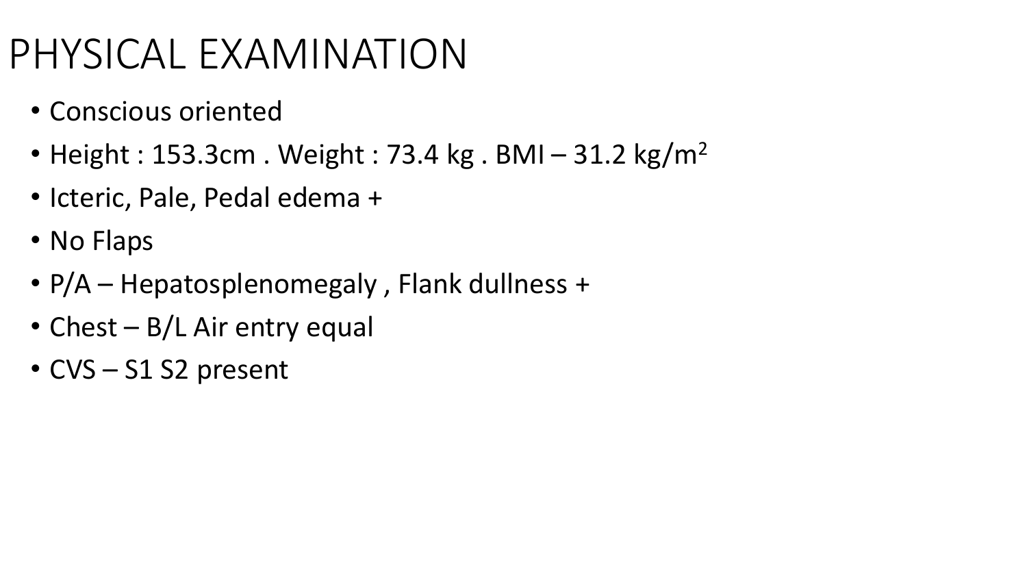# PHYSICAL EXAMINATION

- Conscious oriented
- Height : 153.3cm . Weight : 73.4 kg . BMI – 31.2 $kg/m^2$
- Icteric, Pale, Pedal edema +
- No Flaps
- P/A – Hepatosplenomegaly , Flank dullness +
- Chest – B/L Air entry equal
- CVS – S1 S2 present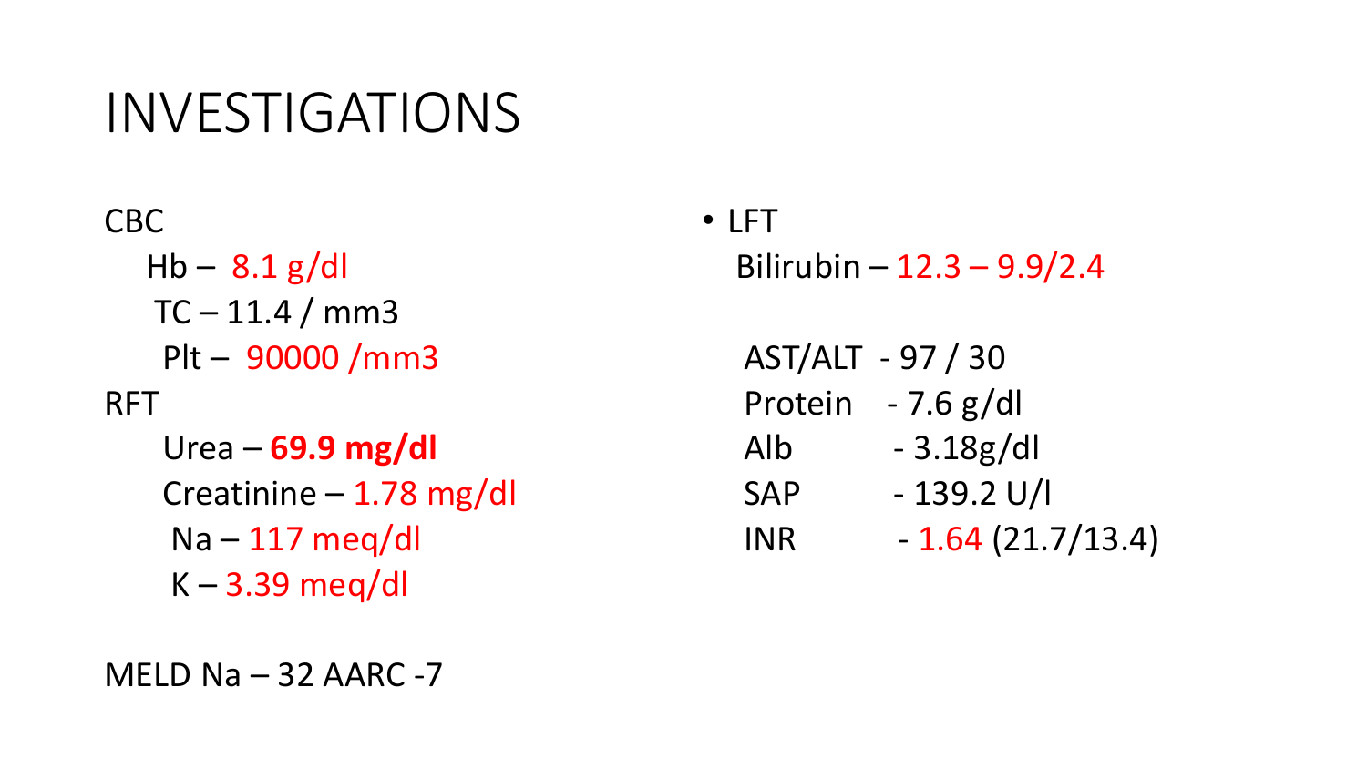# INVESTIGATIONS

CBC

- Hb – 8.1 g/dl
- TC – 11.4 / mm3
- Plt – 90000 /mm3

RFT

- Urea – **69.9 mg/dl**
- Creatinine – 1.78 mg/dl
- Na – 117 meq/dl
- K – 3.39 meq/dl

MELD Na – 32 AARC -7

- LFT
  - Bilirubin – 12.3 – 9.9/2.4
  - AST/ALT - 97 / 30
  - Protein - 7.6 g/dl
  - Alb - 3.18g/dl
  - SAP - 139.2 U/l
  - INR - 1.64 (21.7/13.4)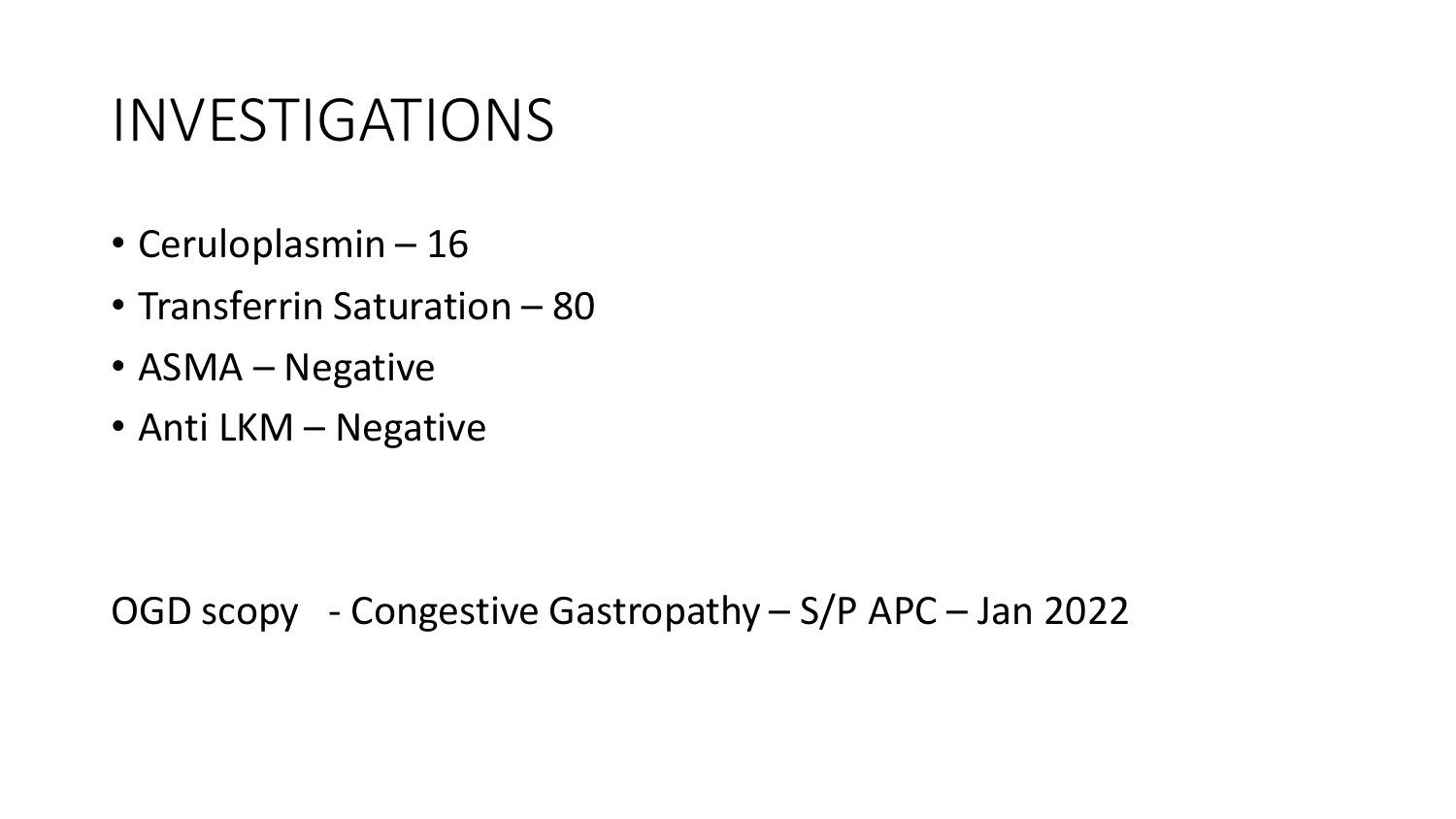# INVESTIGATIONS

- Ceruloplasmin – 16
- Transferrin Saturation – 80
- ASMA – Negative
- Anti LKM – Negative

OGD scopy - Congestive Gastropathy – S/P APC – Jan 2022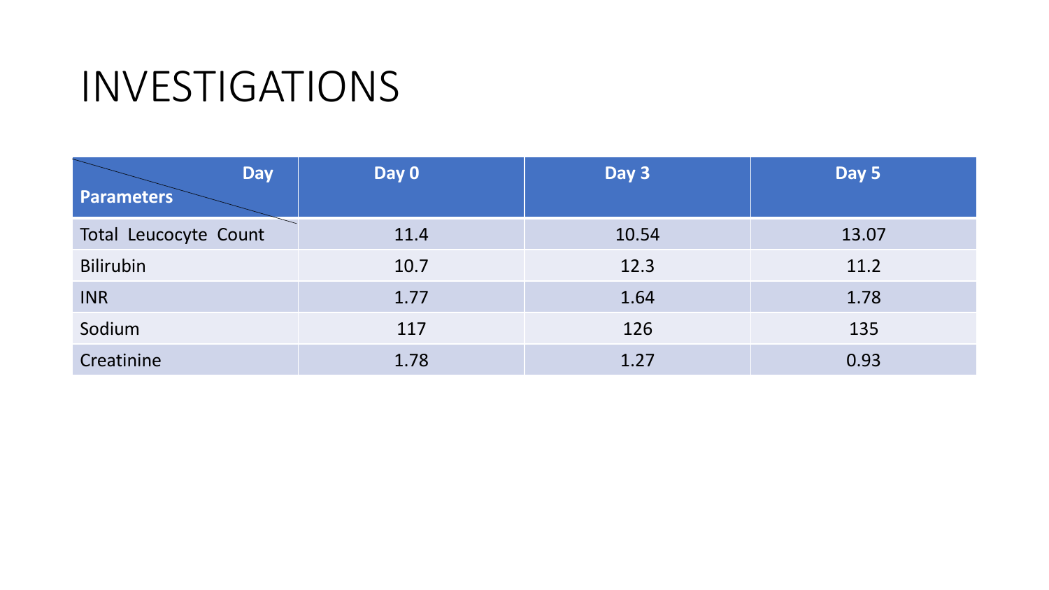# INVESTIGATIONS

| Parameters / Day | Day 0 | Day 3 | Day 5 |
|---|---|---|---|
| Total Leucocyte Count | 11.4 | 10.54 | 13.07 |
| Bilirubin | 10.7 | 12.3 | 11.2 |
| INR | 1.77 | 1.64 | 1.78 |
| Sodium | 117 | 126 | 135 |
| Creatinine | 1.78 | 1.27 | 0.93 |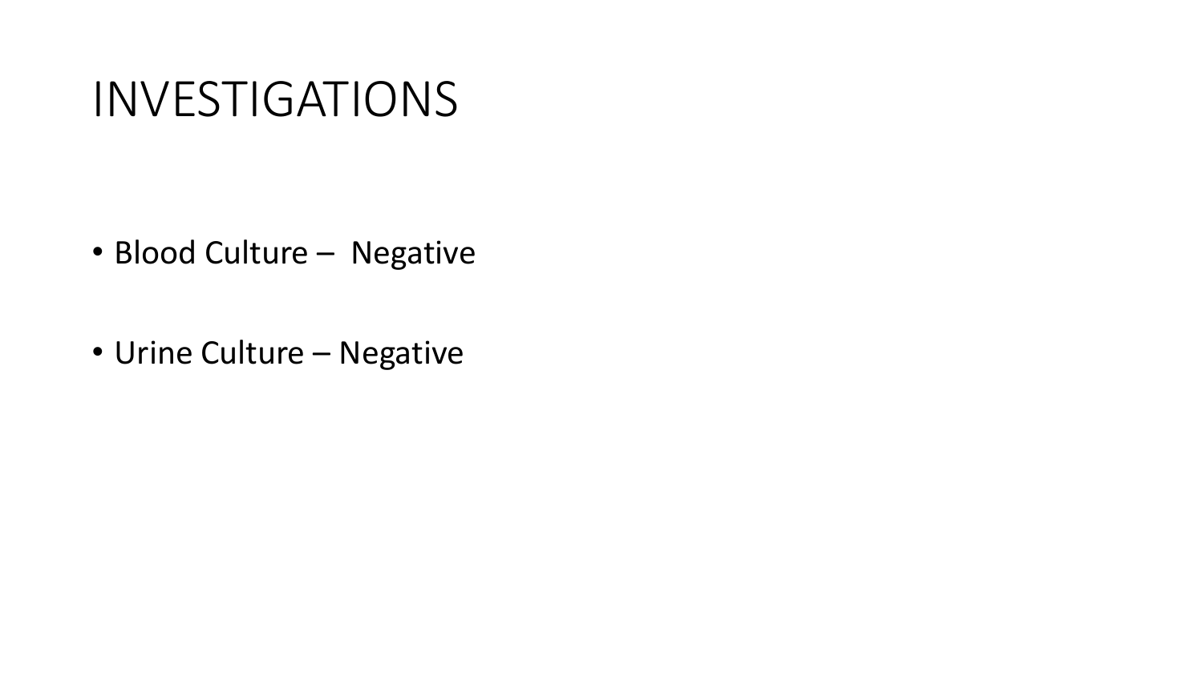# INVESTIGATIONS

- Blood Culture – Negative
- Urine Culture – Negative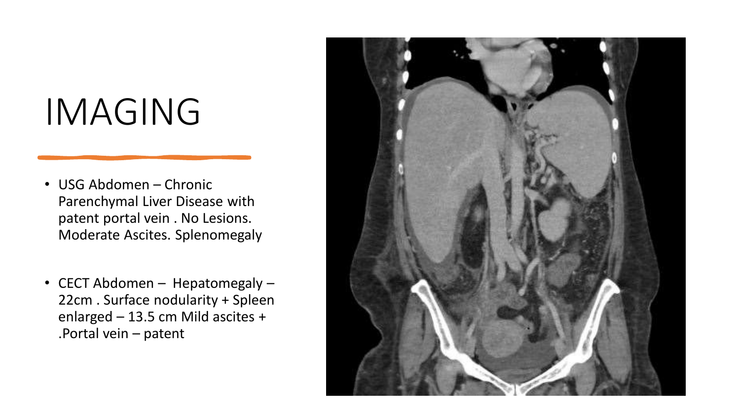# IMAGING

- USG Abdomen – Chronic Parenchymal Liver Disease with patent portal vein . No Lesions. Moderate Ascites. Splenomegaly
- CECT Abdomen – Hepatomegaly – 22cm . Surface nodularity + Spleen enlarged – 13.5 cm Mild ascites + .Portal vein – patent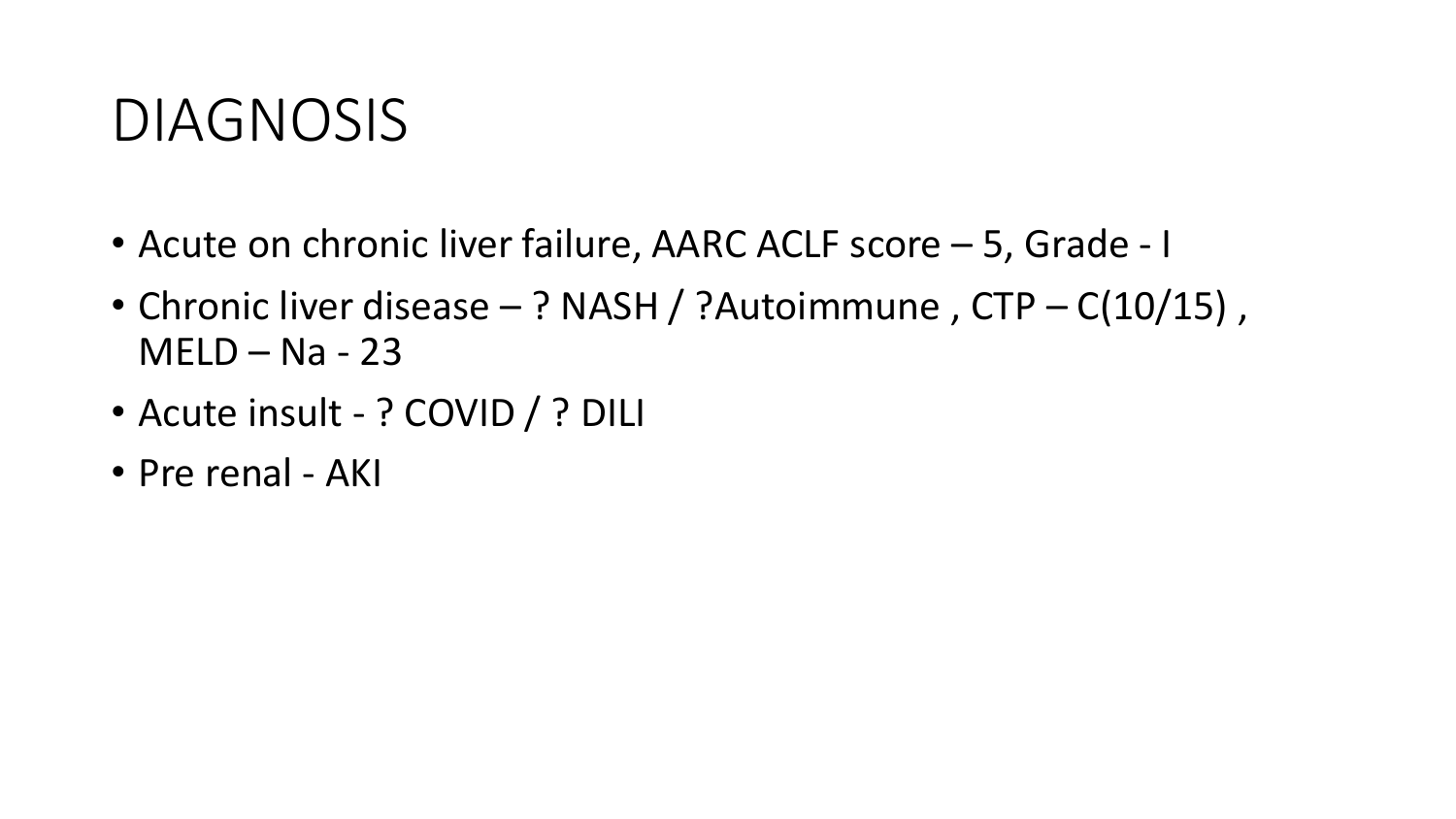# DIAGNOSIS

- Acute on chronic liver failure, AARC ACLF score – 5, Grade - I
- Chronic liver disease – ? NASH / ?Autoimmune , CTP – C(10/15) , MELD – Na - 23
- Acute insult - ? COVID / ? DILI
- Pre renal - AKI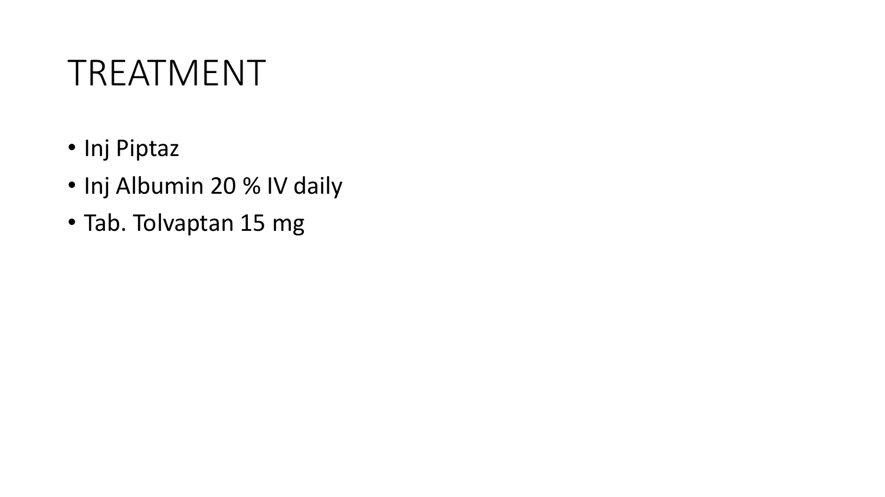# TREATMENT

- Inj Piptaz
- Inj Albumin 20 % IV daily
- Tab. Tolvaptan 15 mg